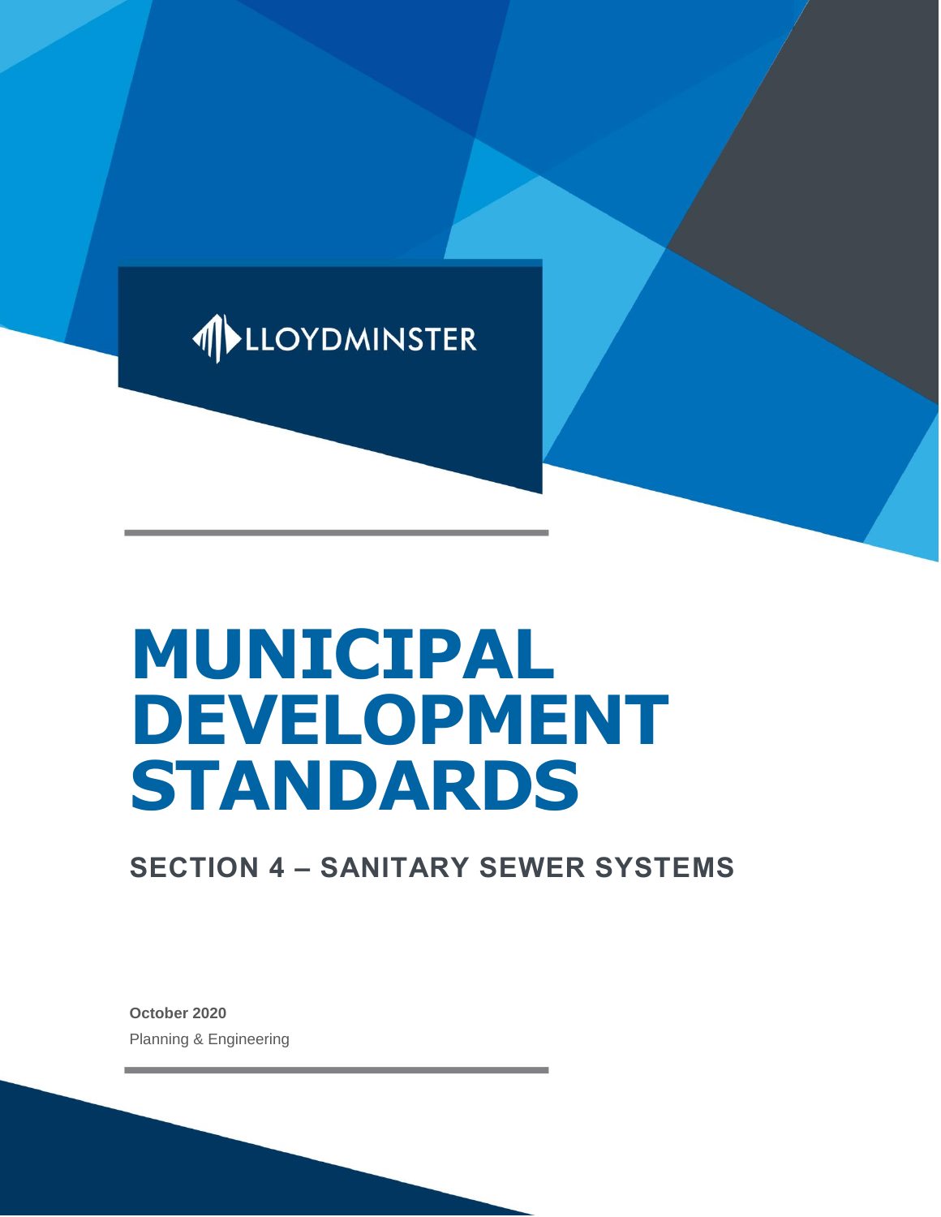LLOYDMINSTER

# MUNICIPAL DEVELOPMENT STANDARDS

## SECTION 4 – SANITARY SEWER SYSTEMS

**October 2020**

Planning & Engineering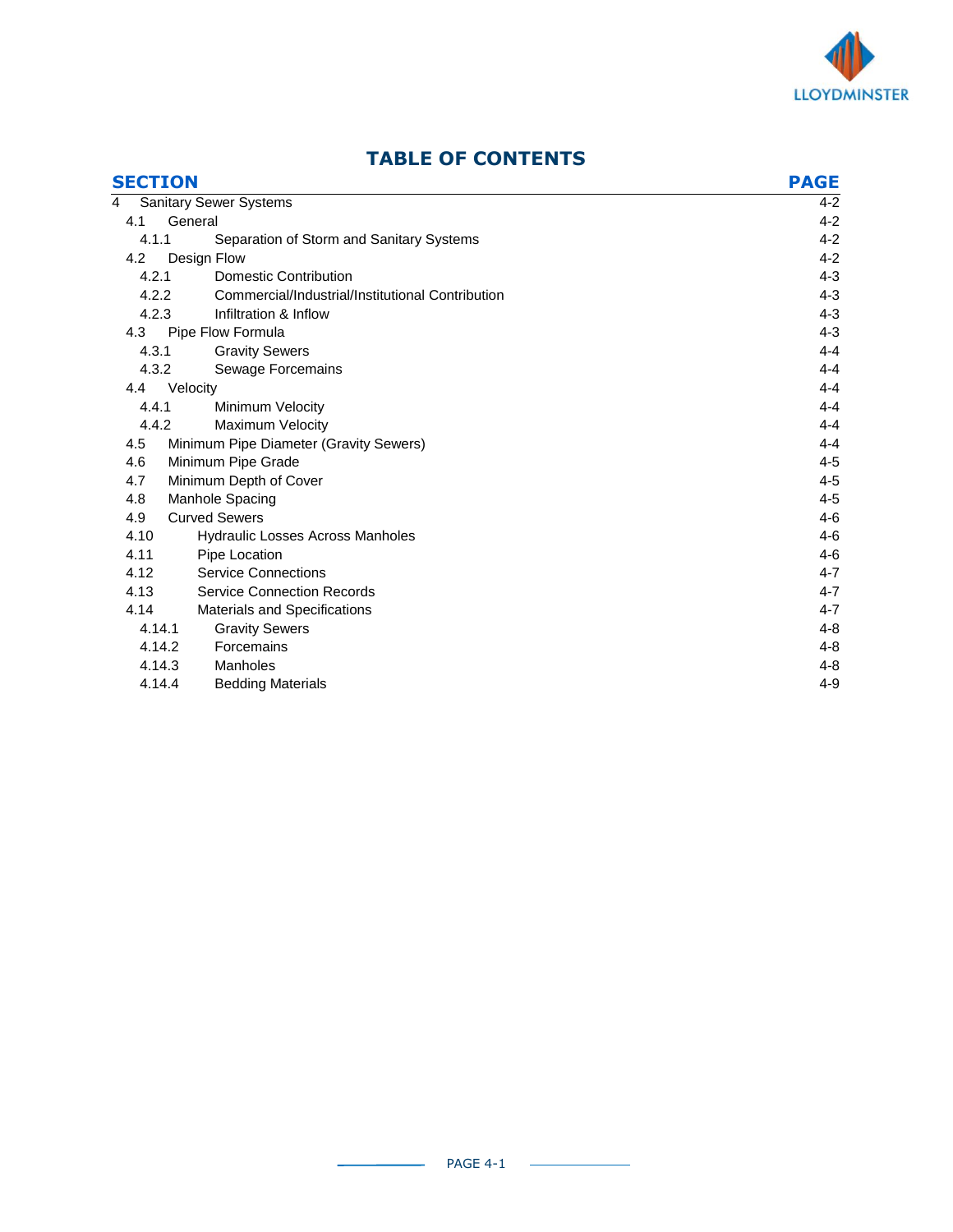# TABLE OF CONTENTS

| SECTION | | PAGE |
|---|---|---|
| 4 | Sanitary Sewer Systems | 4-2 |
| 4.1 | General | 4-2 |
| 4.1.1 | Separation of Storm and Sanitary Systems | 4-2 |
| 4.2 | Design Flow | 4-2 |
| 4.2.1 | Domestic Contribution | 4-3 |
| 4.2.2 | Commercial/Industrial/Institutional Contribution | 4-3 |
| 4.2.3 | Infiltration & Inflow | 4-3 |
| 4.3 | Pipe Flow Formula | 4-3 |
| 4.3.1 | Gravity Sewers | 4-4 |
| 4.3.2 | Sewage Forcemains | 4-4 |
| 4.4 | Velocity | 4-4 |
| 4.4.1 | Minimum Velocity | 4-4 |
| 4.4.2 | Maximum Velocity | 4-4 |
| 4.5 | Minimum Pipe Diameter (Gravity Sewers) | 4-4 |
| 4.6 | Minimum Pipe Grade | 4-5 |
| 4.7 | Minimum Depth of Cover | 4-5 |
| 4.8 | Manhole Spacing | 4-5 |
| 4.9 | Curved Sewers | 4-6 |
| 4.10 | Hydraulic Losses Across Manholes | 4-6 |
| 4.11 | Pipe Location | 4-6 |
| 4.12 | Service Connections | 4-7 |
| 4.13 | Service Connection Records | 4-7 |
| 4.14 | Materials and Specifications | 4-7 |
| 4.14.1 | Gravity Sewers | 4-8 |
| 4.14.2 | Forcemains | 4-8 |
| 4.14.3 | Manholes | 4-8 |
| 4.14.4 | Bedding Materials | 4-9 |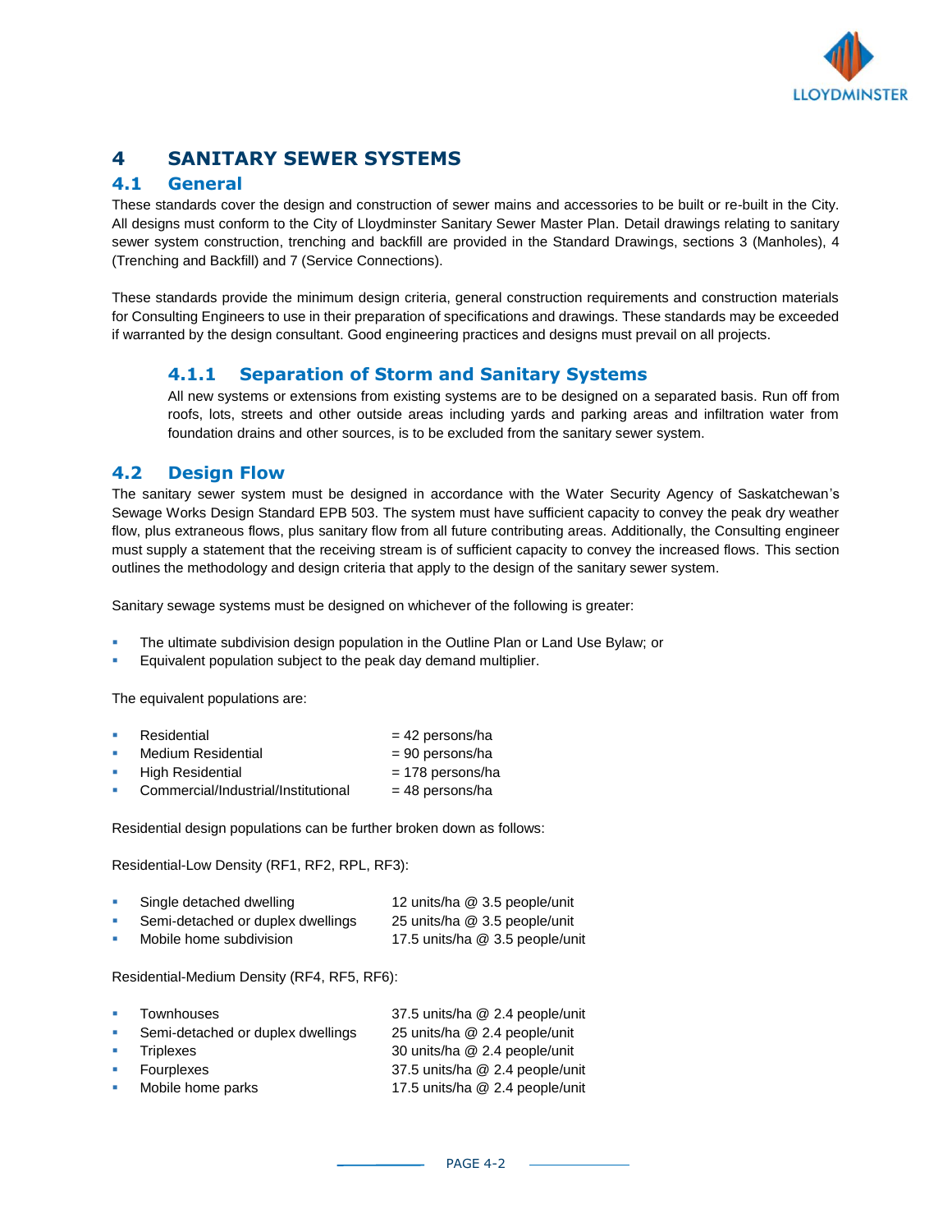# 4 SANITARY SEWER SYSTEMS

## 4.1 General

These standards cover the design and construction of sewer mains and accessories to be built or re-built in the City. All designs must conform to the City of Lloydminster Sanitary Sewer Master Plan. Detail drawings relating to sanitary sewer system construction, trenching and backfill are provided in the Standard Drawings, sections 3 (Manholes), 4 (Trenching and Backfill) and 7 (Service Connections).

These standards provide the minimum design criteria, general construction requirements and construction materials for Consulting Engineers to use in their preparation of specifications and drawings. These standards may be exceeded if warranted by the design consultant. Good engineering practices and designs must prevail on all projects.

### 4.1.1 Separation of Storm and Sanitary Systems

All new systems or extensions from existing systems are to be designed on a separated basis. Run off from roofs, lots, streets and other outside areas including yards and parking areas and infiltration water from foundation drains and other sources, is to be excluded from the sanitary sewer system.

## 4.2 Design Flow

The sanitary sewer system must be designed in accordance with the Water Security Agency of Saskatchewan's Sewage Works Design Standard EPB 503. The system must have sufficient capacity to convey the peak dry weather flow, plus extraneous flows, plus sanitary flow from all future contributing areas. Additionally, the Consulting engineer must supply a statement that the receiving stream is of sufficient capacity to convey the increased flows. This section outlines the methodology and design criteria that apply to the design of the sanitary sewer system.

Sanitary sewage systems must be designed on whichever of the following is greater:

- The ultimate subdivision design population in the Outline Plan or Land Use Bylaw; or
- Equivalent population subject to the peak day demand multiplier.

The equivalent populations are:

- Residential = 42 persons/ha
- Medium Residential = 90 persons/ha
- High Residential = 178 persons/ha
- Commercial/Industrial/Institutional = 48 persons/ha

Residential design populations can be further broken down as follows:

Residential-Low Density (RF1, RF2, RPL, RF3):

- Single detached dwelling 12 units/ha @ 3.5 people/unit
- Semi-detached or duplex dwellings 25 units/ha @ 3.5 people/unit
- Mobile home subdivision 17.5 units/ha @ 3.5 people/unit

Residential-Medium Density (RF4, RF5, RF6):

- Townhouses 37.5 units/ha @ 2.4 people/unit
- Semi-detached or duplex dwellings 25 units/ha @ 2.4 people/unit
- Triplexes 30 units/ha @ 2.4 people/unit
- Fourplexes 37.5 units/ha @ 2.4 people/unit
- Mobile home parks 17.5 units/ha @ 2.4 people/unit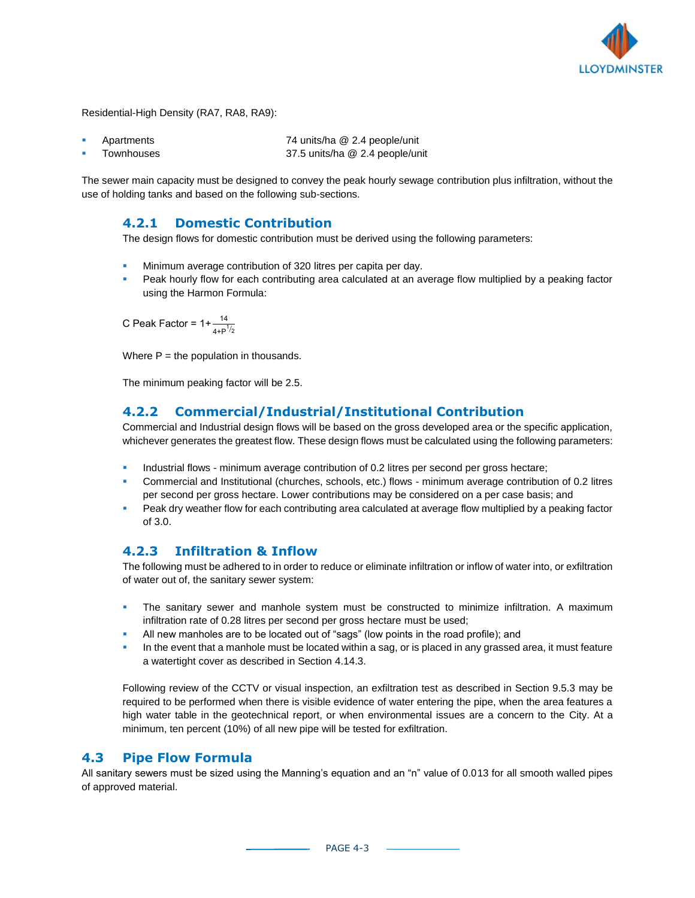Residential-High Density (RA7, RA8, RA9):

- Apartments 74 units/ha @ 2.4 people/unit
- Townhouses 37.5 units/ha @ 2.4 people/unit

The sewer main capacity must be designed to convey the peak hourly sewage contribution plus infiltration, without the use of holding tanks and based on the following sub-sections.

### 4.2.1 Domestic Contribution

The design flows for domestic contribution must be derived using the following parameters:

- Minimum average contribution of 320 litres per capita per day.
- Peak hourly flow for each contributing area calculated at an average flow multiplied by a peaking factor using the Harmon Formula:

$$C \text{ Peak Factor} = 1 + \frac{14}{4 + P^{1/2}}$$

Where P = the population in thousands.

The minimum peaking factor will be 2.5.

### 4.2.2 Commercial/Industrial/Institutional Contribution

Commercial and Industrial design flows will be based on the gross developed area or the specific application, whichever generates the greatest flow. These design flows must be calculated using the following parameters:

- Industrial flows - minimum average contribution of 0.2 litres per second per gross hectare;
- Commercial and Institutional (churches, schools, etc.) flows - minimum average contribution of 0.2 litres per second per gross hectare. Lower contributions may be considered on a per case basis; and
- Peak dry weather flow for each contributing area calculated at average flow multiplied by a peaking factor of 3.0.

### 4.2.3 Infiltration & Inflow

The following must be adhered to in order to reduce or eliminate infiltration or inflow of water into, or exfiltration of water out of, the sanitary sewer system:

- The sanitary sewer and manhole system must be constructed to minimize infiltration. A maximum infiltration rate of 0.28 litres per second per gross hectare must be used;
- All new manholes are to be located out of "sags" (low points in the road profile); and
- In the event that a manhole must be located within a sag, or is placed in any grassed area, it must feature a watertight cover as described in Section 4.14.3.

Following review of the CCTV or visual inspection, an exfiltration test as described in Section 9.5.3 may be required to be performed when there is visible evidence of water entering the pipe, when the area features a high water table in the geotechnical report, or when environmental issues are a concern to the City. At a minimum, ten percent (10%) of all new pipe will be tested for exfiltration.

## 4.3 Pipe Flow Formula

All sanitary sewers must be sized using the Manning's equation and an "n" value of 0.013 for all smooth walled pipes of approved material.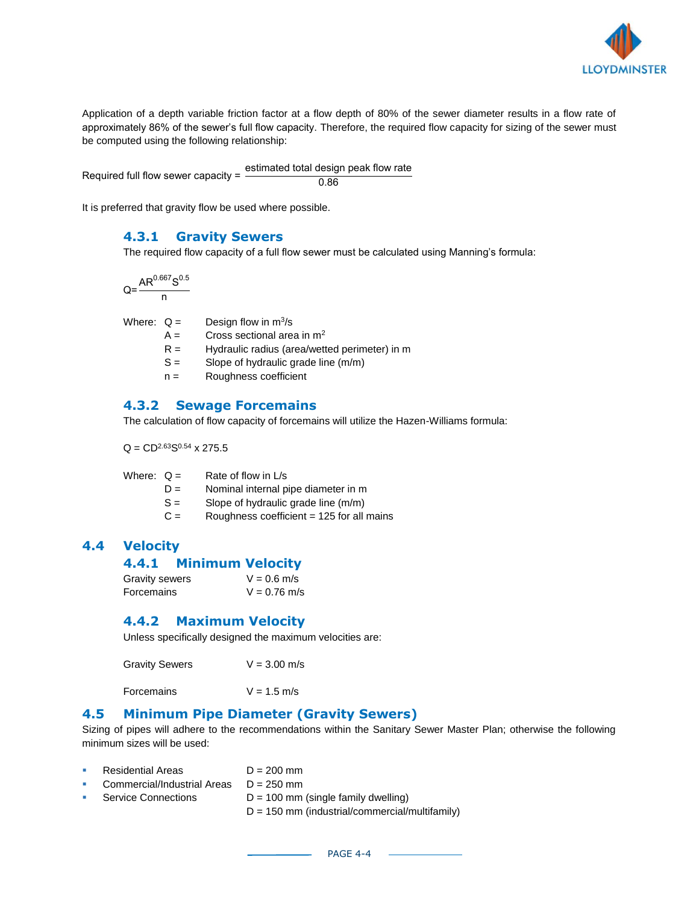Application of a depth variable friction factor at a flow depth of 80% of the sewer diameter results in a flow rate of approximately 86% of the sewer's full flow capacity. Therefore, the required flow capacity for sizing of the sewer must be computed using the following relationship:

$$\text{Required full flow sewer capacity} = \frac{\text{estimated total design peak flow rate}}{0.86}$$

It is preferred that gravity flow be used where possible.

### 4.3.1 Gravity Sewers

The required flow capacity of a full flow sewer must be calculated using Manning's formula:

$$Q = \frac{AR^{0.667}S^{0.5}}{n}$$

Where:
- Q = Design flow in $m^3/s$
- A = Cross sectional area in $m^2$
- R = Hydraulic radius (area/wetted perimeter) in m
- S = Slope of hydraulic grade line (m/m)
- n = Roughness coefficient

### 4.3.2 Sewage Forcemains

The calculation of flow capacity of forcemains will utilize the Hazen-Williams formula:

$$Q = CD^{2.63}S^{0.54} \times 275.5$$

Where:
- Q = Rate of flow in L/s
- D = Nominal internal pipe diameter in m
- S = Slope of hydraulic grade line (m/m)
- C = Roughness coefficient = 125 for all mains

## 4.4 Velocity

### 4.4.1 Minimum Velocity

| | |
|---|---|
| Gravity sewers | V = 0.6 m/s |
| Forcemains | V = 0.76 m/s |

### 4.4.2 Maximum Velocity

Unless specifically designed the maximum velocities are:

| | |
|---|---|
| Gravity Sewers | V = 3.00 m/s |
| Forcemains | V = 1.5 m/s |

## 4.5 Minimum Pipe Diameter (Gravity Sewers)

Sizing of pipes will adhere to the recommendations within the Sanitary Sewer Master Plan; otherwise the following minimum sizes will be used:

- Residential Areas — D = 200 mm
- Commercial/Industrial Areas — D = 250 mm
- Service Connections — D = 100 mm (single family dwelling)
  D = 150 mm (industrial/commercial/multifamily)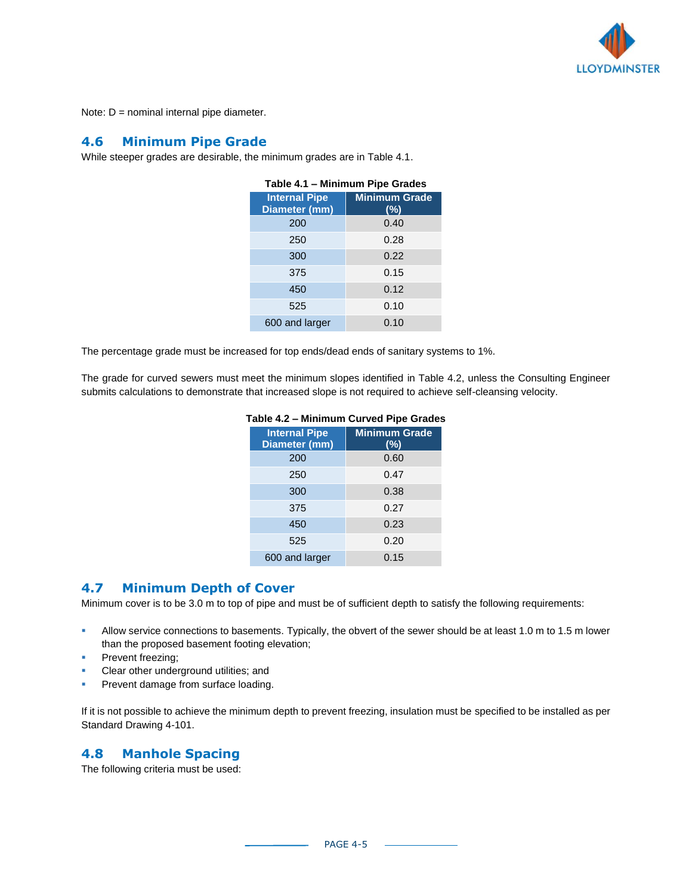Note: D = nominal internal pipe diameter.

## 4.6 Minimum Pipe Grade

While steeper grades are desirable, the minimum grades are in Table 4.1.

**Table 4.1 – Minimum Pipe Grades**

| Internal Pipe Diameter (mm) | Minimum Grade (%) |
|---|---|
| 200 | 0.40 |
| 250 | 0.28 |
| 300 | 0.22 |
| 375 | 0.15 |
| 450 | 0.12 |
| 525 | 0.10 |
| 600 and larger | 0.10 |

The percentage grade must be increased for top ends/dead ends of sanitary systems to 1%.

The grade for curved sewers must meet the minimum slopes identified in Table 4.2, unless the Consulting Engineer submits calculations to demonstrate that increased slope is not required to achieve self-cleansing velocity.

**Table 4.2 – Minimum Curved Pipe Grades**

| Internal Pipe Diameter (mm) | Minimum Grade (%) |
|---|---|
| 200 | 0.60 |
| 250 | 0.47 |
| 300 | 0.38 |
| 375 | 0.27 |
| 450 | 0.23 |
| 525 | 0.20 |
| 600 and larger | 0.15 |

## 4.7 Minimum Depth of Cover

Minimum cover is to be 3.0 m to top of pipe and must be of sufficient depth to satisfy the following requirements:

- Allow service connections to basements. Typically, the obvert of the sewer should be at least 1.0 m to 1.5 m lower than the proposed basement footing elevation;
- Prevent freezing;
- Clear other underground utilities; and
- Prevent damage from surface loading.

If it is not possible to achieve the minimum depth to prevent freezing, insulation must be specified to be installed as per Standard Drawing 4-101.

## 4.8 Manhole Spacing

The following criteria must be used: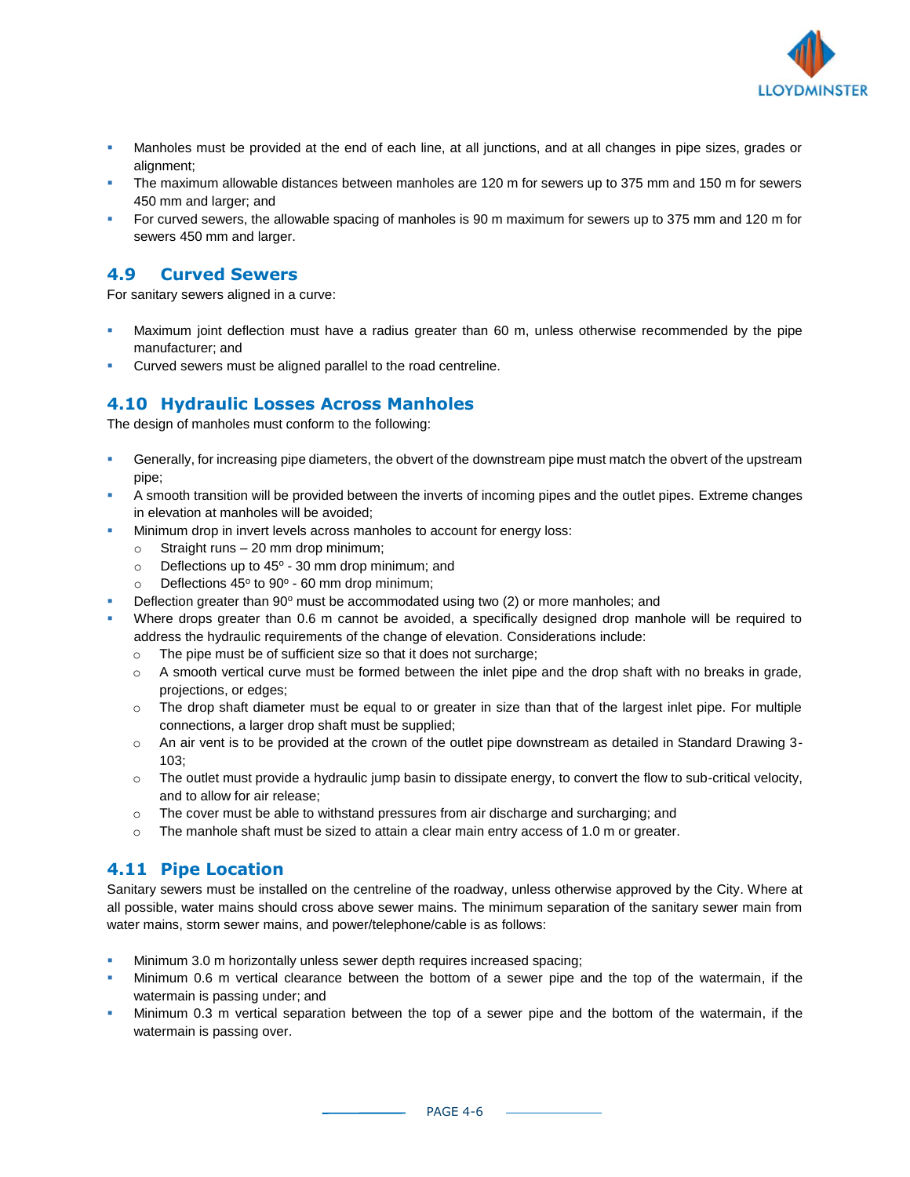- Manholes must be provided at the end of each line, at all junctions, and at all changes in pipe sizes, grades or alignment;
- The maximum allowable distances between manholes are 120 m for sewers up to 375 mm and 150 m for sewers 450 mm and larger; and
- For curved sewers, the allowable spacing of manholes is 90 m maximum for sewers up to 375 mm and 120 m for sewers 450 mm and larger.

## 4.9 Curved Sewers

For sanitary sewers aligned in a curve:

- Maximum joint deflection must have a radius greater than 60 m, unless otherwise recommended by the pipe manufacturer; and
- Curved sewers must be aligned parallel to the road centreline.

## 4.10 Hydraulic Losses Across Manholes

The design of manholes must conform to the following:

- Generally, for increasing pipe diameters, the obvert of the downstream pipe must match the obvert of the upstream pipe;
- A smooth transition will be provided between the inverts of incoming pipes and the outlet pipes. Extreme changes in elevation at manholes will be avoided;
- Minimum drop in invert levels across manholes to account for energy loss:
  - Straight runs – 20 mm drop minimum;
  - Deflections up to 45º - 30 mm drop minimum; and
  - Deflections 45º to 90º - 60 mm drop minimum;
- Deflection greater than 90º must be accommodated using two (2) or more manholes; and
- Where drops greater than 0.6 m cannot be avoided, a specifically designed drop manhole will be required to address the hydraulic requirements of the change of elevation. Considerations include:
  - The pipe must be of sufficient size so that it does not surcharge;
  - A smooth vertical curve must be formed between the inlet pipe and the drop shaft with no breaks in grade, projections, or edges;
  - The drop shaft diameter must be equal to or greater in size than that of the largest inlet pipe. For multiple connections, a larger drop shaft must be supplied;
  - An air vent is to be provided at the crown of the outlet pipe downstream as detailed in Standard Drawing 3-103;
  - The outlet must provide a hydraulic jump basin to dissipate energy, to convert the flow to sub-critical velocity, and to allow for air release;
  - The cover must be able to withstand pressures from air discharge and surcharging; and
  - The manhole shaft must be sized to attain a clear main entry access of 1.0 m or greater.

## 4.11 Pipe Location

Sanitary sewers must be installed on the centreline of the roadway, unless otherwise approved by the City. Where at all possible, water mains should cross above sewer mains. The minimum separation of the sanitary sewer main from water mains, storm sewer mains, and power/telephone/cable is as follows:

- Minimum 3.0 m horizontally unless sewer depth requires increased spacing;
- Minimum 0.6 m vertical clearance between the bottom of a sewer pipe and the top of the watermain, if the watermain is passing under; and
- Minimum 0.3 m vertical separation between the top of a sewer pipe and the bottom of the watermain, if the watermain is passing over.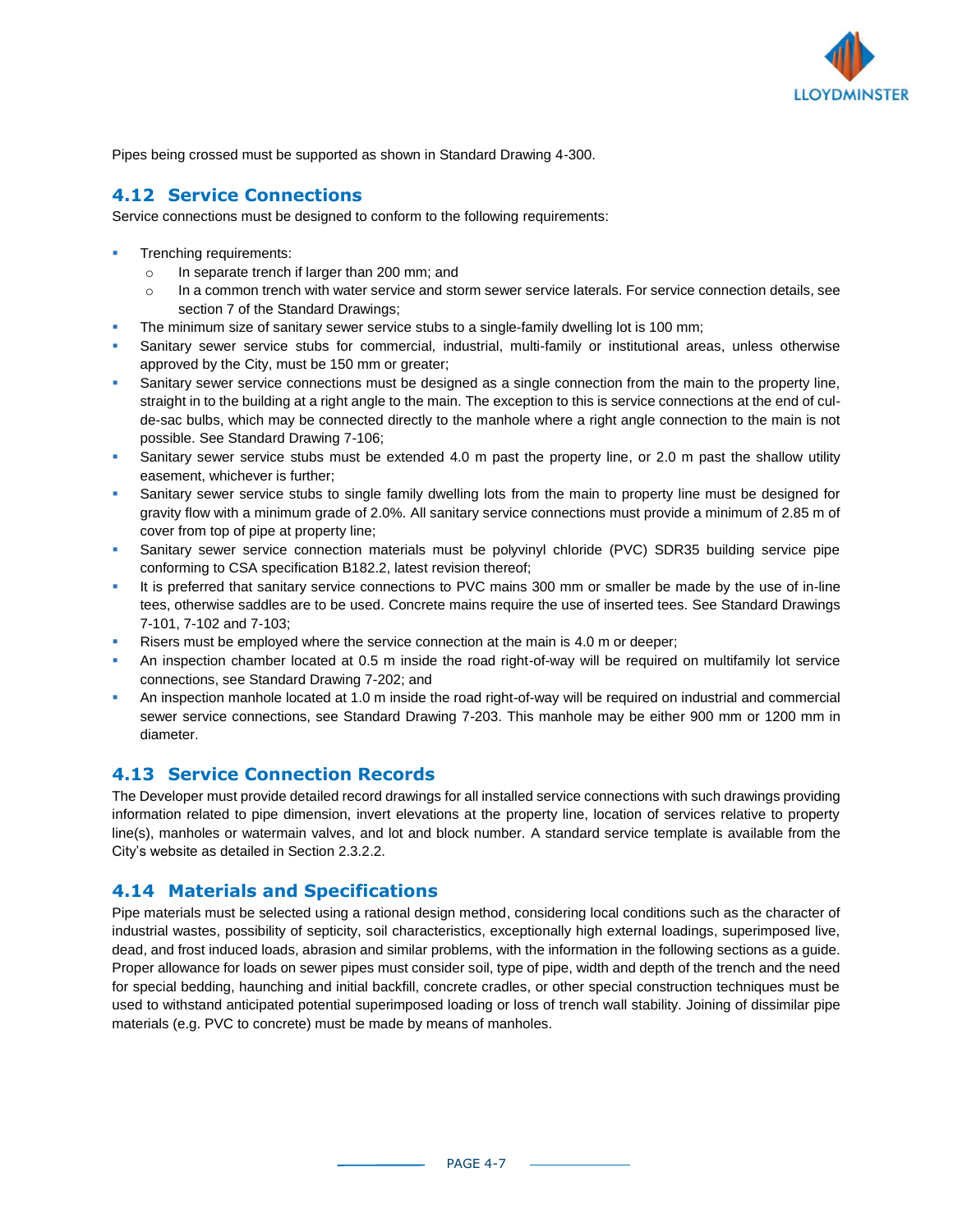Pipes being crossed must be supported as shown in Standard Drawing 4-300.

## 4.12 Service Connections

Service connections must be designed to conform to the following requirements:

- Trenching requirements:
  - In separate trench if larger than 200 mm; and
  - In a common trench with water service and storm sewer service laterals. For service connection details, see section 7 of the Standard Drawings;
- The minimum size of sanitary sewer service stubs to a single-family dwelling lot is 100 mm;
- Sanitary sewer service stubs for commercial, industrial, multi-family or institutional areas, unless otherwise approved by the City, must be 150 mm or greater;
- Sanitary sewer service connections must be designed as a single connection from the main to the property line, straight in to the building at a right angle to the main. The exception to this is service connections at the end of cul-de-sac bulbs, which may be connected directly to the manhole where a right angle connection to the main is not possible. See Standard Drawing 7-106;
- Sanitary sewer service stubs must be extended 4.0 m past the property line, or 2.0 m past the shallow utility easement, whichever is further;
- Sanitary sewer service stubs to single family dwelling lots from the main to property line must be designed for gravity flow with a minimum grade of 2.0%. All sanitary service connections must provide a minimum of 2.85 m of cover from top of pipe at property line;
- Sanitary sewer service connection materials must be polyvinyl chloride (PVC) SDR35 building service pipe conforming to CSA specification B182.2, latest revision thereof;
- It is preferred that sanitary service connections to PVC mains 300 mm or smaller be made by the use of in-line tees, otherwise saddles are to be used. Concrete mains require the use of inserted tees. See Standard Drawings 7-101, 7-102 and 7-103;
- Risers must be employed where the service connection at the main is 4.0 m or deeper;
- An inspection chamber located at 0.5 m inside the road right-of-way will be required on multifamily lot service connections, see Standard Drawing 7-202; and
- An inspection manhole located at 1.0 m inside the road right-of-way will be required on industrial and commercial sewer service connections, see Standard Drawing 7-203. This manhole may be either 900 mm or 1200 mm in diameter.

## 4.13 Service Connection Records

The Developer must provide detailed record drawings for all installed service connections with such drawings providing information related to pipe dimension, invert elevations at the property line, location of services relative to property line(s), manholes or watermain valves, and lot and block number. A standard service template is available from the City's website as detailed in Section 2.3.2.2.

## 4.14 Materials and Specifications

Pipe materials must be selected using a rational design method, considering local conditions such as the character of industrial wastes, possibility of septicity, soil characteristics, exceptionally high external loadings, superimposed live, dead, and frost induced loads, abrasion and similar problems, with the information in the following sections as a guide. Proper allowance for loads on sewer pipes must consider soil, type of pipe, width and depth of the trench and the need for special bedding, haunching and initial backfill, concrete cradles, or other special construction techniques must be used to withstand anticipated potential superimposed loading or loss of trench wall stability. Joining of dissimilar pipe materials (e.g. PVC to concrete) must be made by means of manholes.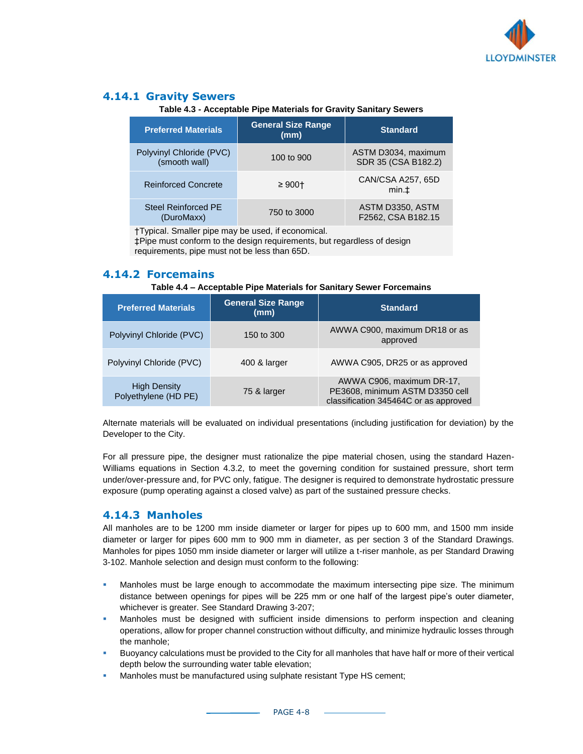### 4.14.1 Gravity Sewers

**Table 4.3 - Acceptable Pipe Materials for Gravity Sanitary Sewers**

| Preferred Materials | General Size Range (mm) | Standard |
|---|---|---|
| Polyvinyl Chloride (PVC) (smooth wall) | 100 to 900 | ASTM D3034, maximum SDR 35 (CSA B182.2) |
| Reinforced Concrete | ≥ 900† | CAN/CSA A257, 65D min.‡ |
| Steel Reinforced PE (DuroMaxx) | 750 to 3000 | ASTM D3350, ASTM F2562, CSA B182.15 |

†Typical. Smaller pipe may be used, if economical.
‡Pipe must conform to the design requirements, but regardless of design requirements, pipe must not be less than 65D.

### 4.14.2 Forcemains

**Table 4.4 – Acceptable Pipe Materials for Sanitary Sewer Forcemains**

| Preferred Materials | General Size Range (mm) | Standard |
|---|---|---|
| Polyvinyl Chloride (PVC) | 150 to 300 | AWWA C900, maximum DR18 or as approved |
| Polyvinyl Chloride (PVC) | 400 & larger | AWWA C905, DR25 or as approved |
| High Density Polyethylene (HD PE) | 75 & larger | AWWA C906, maximum DR-17, PE3608, minimum ASTM D3350 cell classification 345464C or as approved |

Alternate materials will be evaluated on individual presentations (including justification for deviation) by the Developer to the City.

For all pressure pipe, the designer must rationalize the pipe material chosen, using the standard Hazen-Williams equations in Section 4.3.2, to meet the governing condition for sustained pressure, short term under/over-pressure and, for PVC only, fatigue. The designer is required to demonstrate hydrostatic pressure exposure (pump operating against a closed valve) as part of the sustained pressure checks.

### 4.14.3 Manholes

All manholes are to be 1200 mm inside diameter or larger for pipes up to 600 mm, and 1500 mm inside diameter or larger for pipes 600 mm to 900 mm in diameter, as per section 3 of the Standard Drawings. Manholes for pipes 1050 mm inside diameter or larger will utilize a t-riser manhole, as per Standard Drawing 3-102. Manhole selection and design must conform to the following:

- Manholes must be large enough to accommodate the maximum intersecting pipe size. The minimum distance between openings for pipes will be 225 mm or one half of the largest pipe's outer diameter, whichever is greater. See Standard Drawing 3-207;
- Manholes must be designed with sufficient inside dimensions to perform inspection and cleaning operations, allow for proper channel construction without difficulty, and minimize hydraulic losses through the manhole;
- Buoyancy calculations must be provided to the City for all manholes that have half or more of their vertical depth below the surrounding water table elevation;
- Manholes must be manufactured using sulphate resistant Type HS cement;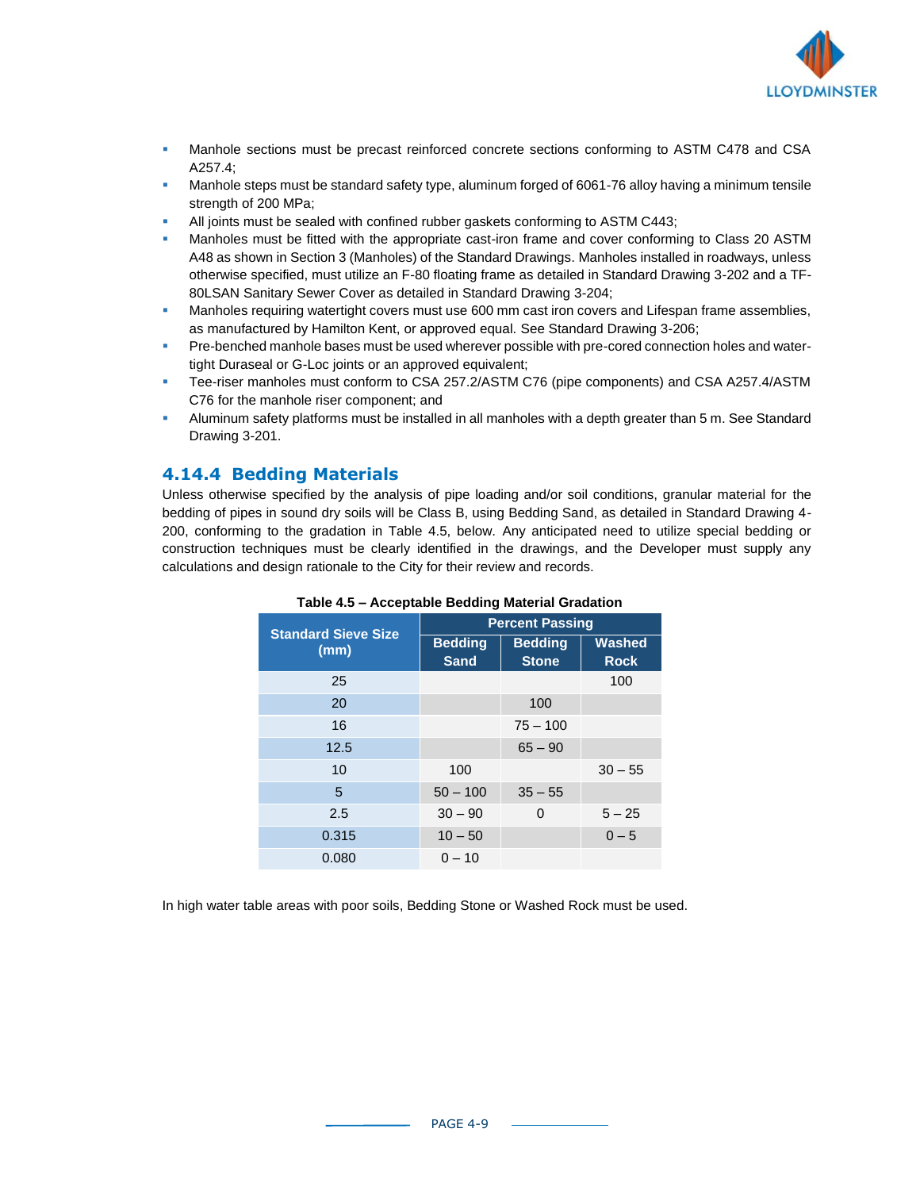- Manhole sections must be precast reinforced concrete sections conforming to ASTM C478 and CSA A257.4;
- Manhole steps must be standard safety type, aluminum forged of 6061-76 alloy having a minimum tensile strength of 200 MPa;
- All joints must be sealed with confined rubber gaskets conforming to ASTM C443;
- Manholes must be fitted with the appropriate cast-iron frame and cover conforming to Class 20 ASTM A48 as shown in Section 3 (Manholes) of the Standard Drawings. Manholes installed in roadways, unless otherwise specified, must utilize an F-80 floating frame as detailed in Standard Drawing 3-202 and a TF-80LSAN Sanitary Sewer Cover as detailed in Standard Drawing 3-204;
- Manholes requiring watertight covers must use 600 mm cast iron covers and Lifespan frame assemblies, as manufactured by Hamilton Kent, or approved equal. See Standard Drawing 3-206;
- Pre-benched manhole bases must be used wherever possible with pre-cored connection holes and water-tight Duraseal or G-Loc joints or an approved equivalent;
- Tee-riser manholes must conform to CSA 257.2/ASTM C76 (pipe components) and CSA A257.4/ASTM C76 for the manhole riser component; and
- Aluminum safety platforms must be installed in all manholes with a depth greater than 5 m. See Standard Drawing 3-201.

### 4.14.4 Bedding Materials

Unless otherwise specified by the analysis of pipe loading and/or soil conditions, granular material for the bedding of pipes in sound dry soils will be Class B, using Bedding Sand, as detailed in Standard Drawing 4-200, conforming to the gradation in Table 4.5, below. Any anticipated need to utilize special bedding or construction techniques must be clearly identified in the drawings, and the Developer must supply any calculations and design rationale to the City for their review and records.

**Table 4.5 – Acceptable Bedding Material Gradation**

| Standard Sieve Size (mm) | Percent Passing | | |
|---|---|---|---|
| | Bedding Sand | Bedding Stone | Washed Rock |
| 25 | | | 100 |
| 20 | | 100 | |
| 16 | | 75 – 100 | |
| 12.5 | | 65 – 90 | |
| 10 | 100 | | 30 – 55 |
| 5 | 50 – 100 | 35 – 55 | |
| 2.5 | 30 – 90 | 0 | 5 – 25 |
| 0.315 | 10 – 50 | | 0 – 5 |
| 0.080 | 0 – 10 | | |

In high water table areas with poor soils, Bedding Stone or Washed Rock must be used.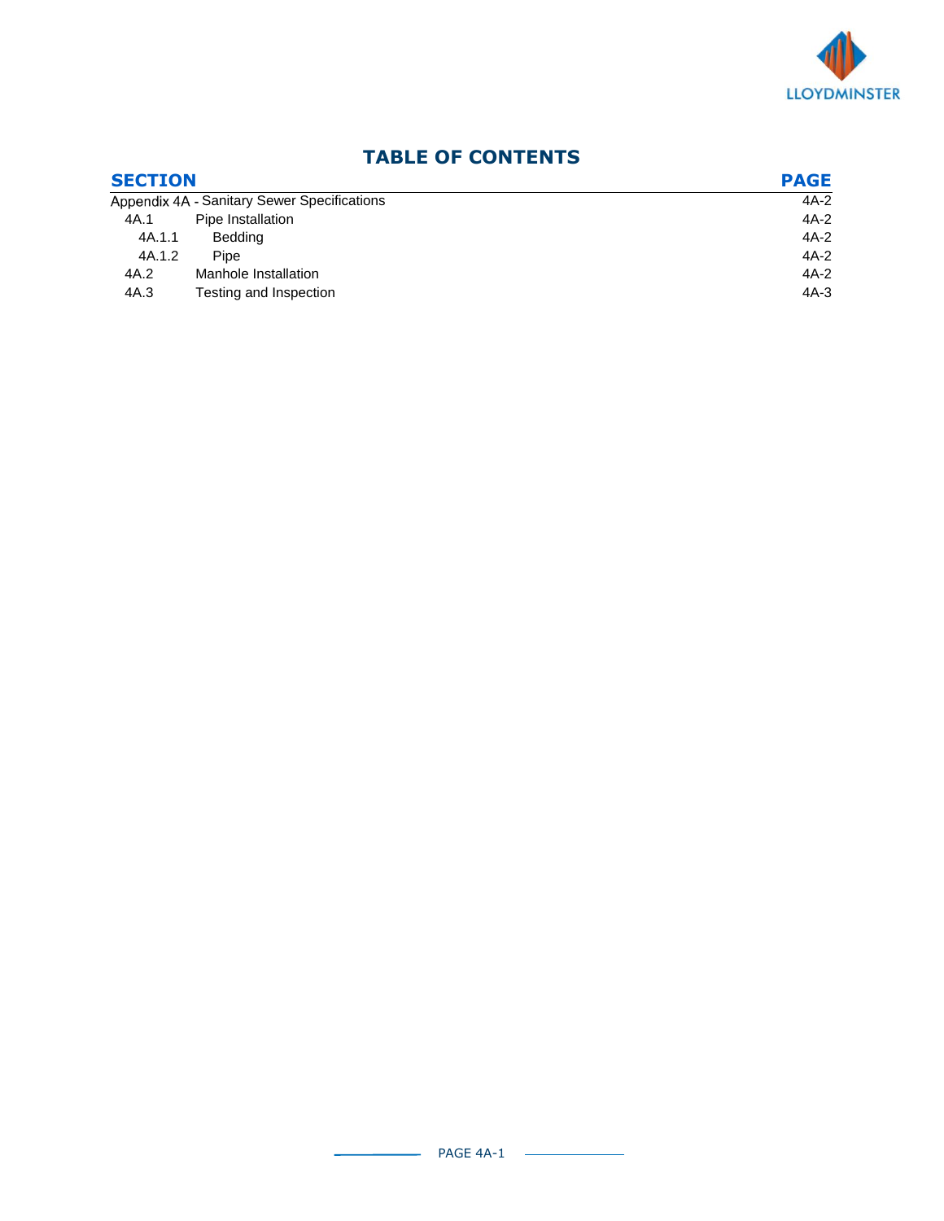# TABLE OF CONTENTS

| SECTION | | PAGE |
|---|---|---|
| Appendix 4A - Sanitary Sewer Specifications | | 4A-2 |
| 4A.1 | Pipe Installation | 4A-2 |
| 4A.1.1 | Bedding | 4A-2 |
| 4A.1.2 | Pipe | 4A-2 |
| 4A.2 | Manhole Installation | 4A-2 |
| 4A.3 | Testing and Inspection | 4A-3 |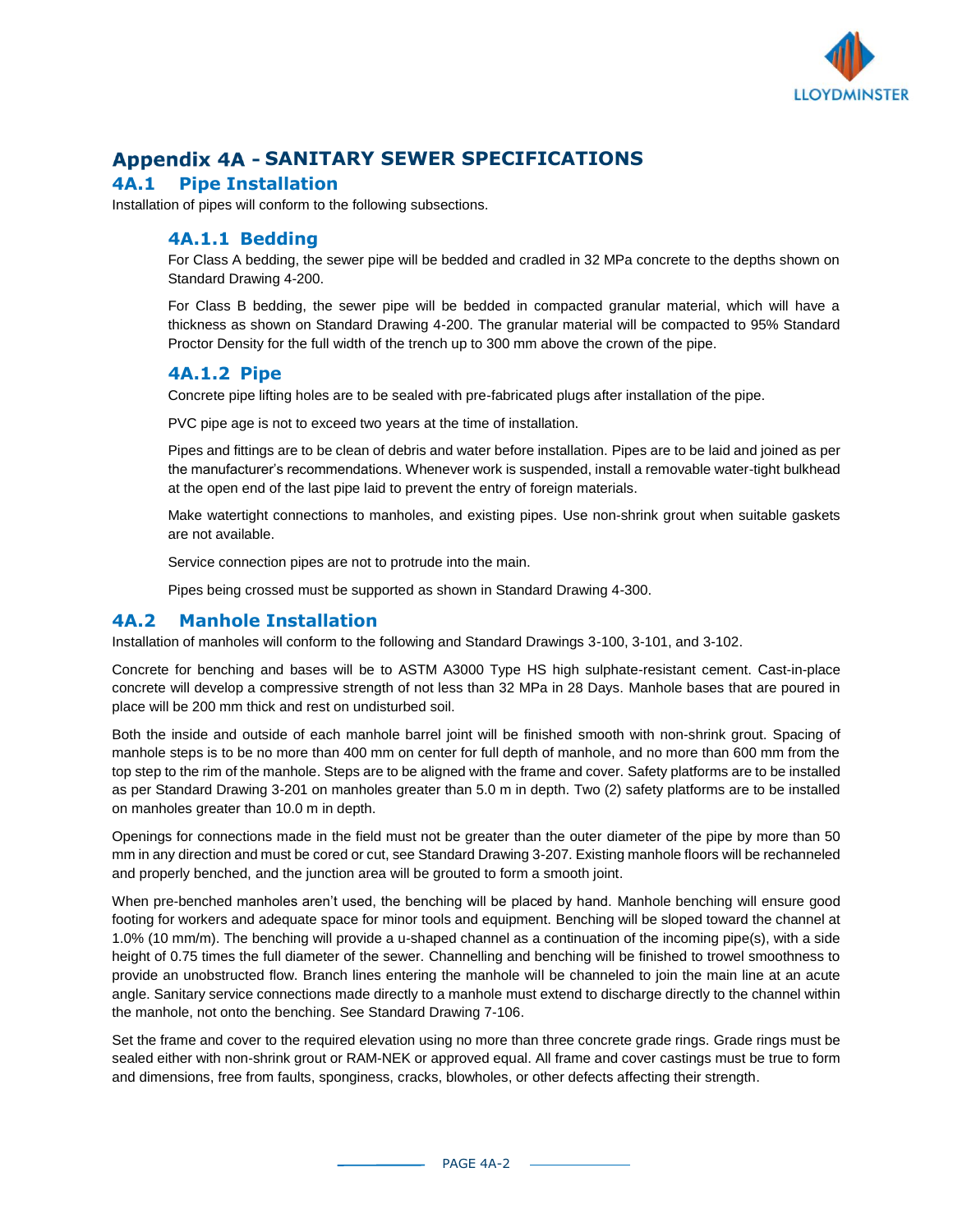# Appendix 4A - SANITARY SEWER SPECIFICATIONS

## 4A.1 Pipe Installation

Installation of pipes will conform to the following subsections.

### 4A.1.1 Bedding

For Class A bedding, the sewer pipe will be bedded and cradled in 32 MPa concrete to the depths shown on Standard Drawing 4-200.

For Class B bedding, the sewer pipe will be bedded in compacted granular material, which will have a thickness as shown on Standard Drawing 4-200. The granular material will be compacted to 95% Standard Proctor Density for the full width of the trench up to 300 mm above the crown of the pipe.

### 4A.1.2 Pipe

Concrete pipe lifting holes are to be sealed with pre-fabricated plugs after installation of the pipe.

PVC pipe age is not to exceed two years at the time of installation.

Pipes and fittings are to be clean of debris and water before installation. Pipes are to be laid and joined as per the manufacturer's recommendations. Whenever work is suspended, install a removable water-tight bulkhead at the open end of the last pipe laid to prevent the entry of foreign materials.

Make watertight connections to manholes, and existing pipes. Use non-shrink grout when suitable gaskets are not available.

Service connection pipes are not to protrude into the main.

Pipes being crossed must be supported as shown in Standard Drawing 4-300.

## 4A.2 Manhole Installation

Installation of manholes will conform to the following and Standard Drawings 3-100, 3-101, and 3-102.

Concrete for benching and bases will be to ASTM A3000 Type HS high sulphate-resistant cement. Cast-in-place concrete will develop a compressive strength of not less than 32 MPa in 28 Days. Manhole bases that are poured in place will be 200 mm thick and rest on undisturbed soil.

Both the inside and outside of each manhole barrel joint will be finished smooth with non-shrink grout. Spacing of manhole steps is to be no more than 400 mm on center for full depth of manhole, and no more than 600 mm from the top step to the rim of the manhole. Steps are to be aligned with the frame and cover. Safety platforms are to be installed as per Standard Drawing 3-201 on manholes greater than 5.0 m in depth. Two (2) safety platforms are to be installed on manholes greater than 10.0 m in depth.

Openings for connections made in the field must not be greater than the outer diameter of the pipe by more than 50 mm in any direction and must be cored or cut, see Standard Drawing 3-207. Existing manhole floors will be rechanneled and properly benched, and the junction area will be grouted to form a smooth joint.

When pre-benched manholes aren't used, the benching will be placed by hand. Manhole benching will ensure good footing for workers and adequate space for minor tools and equipment. Benching will be sloped toward the channel at 1.0% (10 mm/m). The benching will provide a u-shaped channel as a continuation of the incoming pipe(s), with a side height of 0.75 times the full diameter of the sewer. Channelling and benching will be finished to trowel smoothness to provide an unobstructed flow. Branch lines entering the manhole will be channeled to join the main line at an acute angle. Sanitary service connections made directly to a manhole must extend to discharge directly to the channel within the manhole, not onto the benching. See Standard Drawing 7-106.

Set the frame and cover to the required elevation using no more than three concrete grade rings. Grade rings must be sealed either with non-shrink grout or RAM-NEK or approved equal. All frame and cover castings must be true to form and dimensions, free from faults, sponginess, cracks, blowholes, or other defects affecting their strength.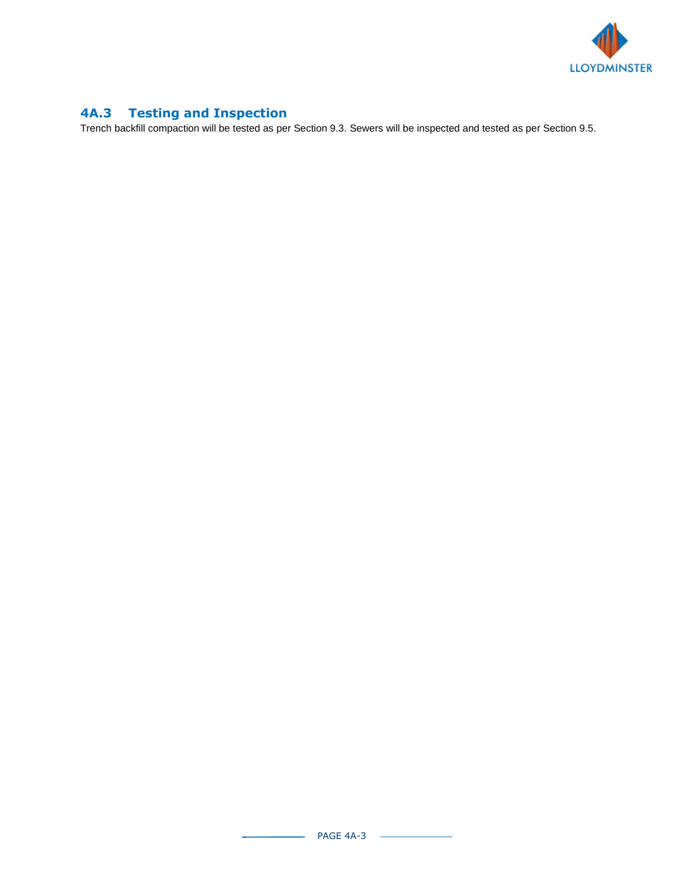## 4A.3 Testing and Inspection

Trench backfill compaction will be tested as per Section 9.3. Sewers will be inspected and tested as per Section 9.5.